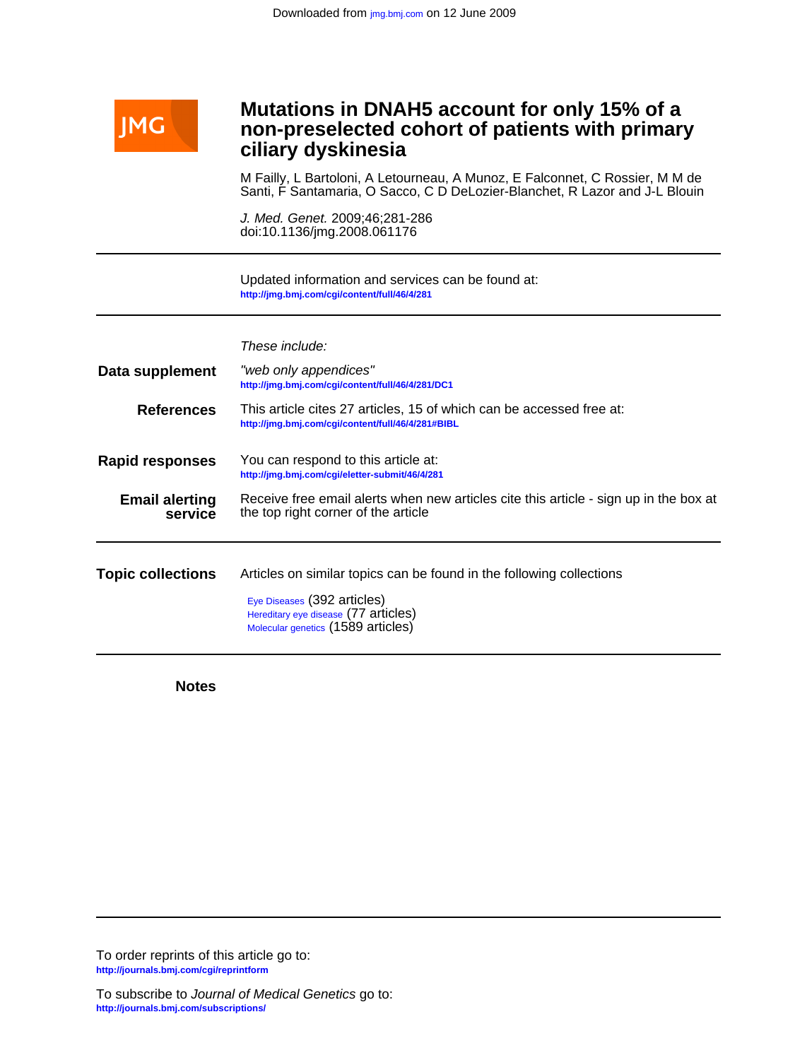Downloaded from jmg.bmj.com on 12 June 2009

JMG

# Mutations in DNAH5 account for only 15% of a non-preselected cohort of patients with primary ciliary dyskinesia

M Failly, L Bartoloni, A Letourneau, A Munoz, E Falconnet, C Rossier, M M de Santi, F Santamaria, O Sacco, C D DeLozier-Blanchet, R Lazor and J-L Blouin

*J. Med. Genet.* 2009;46;281-286
doi:10.1136/jmg.2008.061176

---

Updated information and services can be found at:
http://jmg.bmj.com/cgi/content/full/46/4/281

---

*These include:*

**Data supplement** — *"web only appendices"*
http://jmg.bmj.com/cgi/content/full/46/4/281/DC1

**References** — This article cites 27 articles, 15 of which can be accessed free at:
http://jmg.bmj.com/cgi/content/full/46/4/281#BIBL

**Rapid responses** — You can respond to this article at:
http://jmg.bmj.com/cgi/eletter-submit/46/4/281

**Email alerting service** — Receive free email alerts when new articles cite this article - sign up in the box at the top right corner of the article

---

**Topic collections** — Articles on similar topics can be found in the following collections

Eye Diseases (392 articles)
Hereditary eye disease (77 articles)
Molecular genetics (1589 articles)

---

**Notes**

---

To order reprints of this article go to:
http://journals.bmj.com/cgi/reprintform

To subscribe to *Journal of Medical Genetics* go to:
http://journals.bmj.com/subscriptions/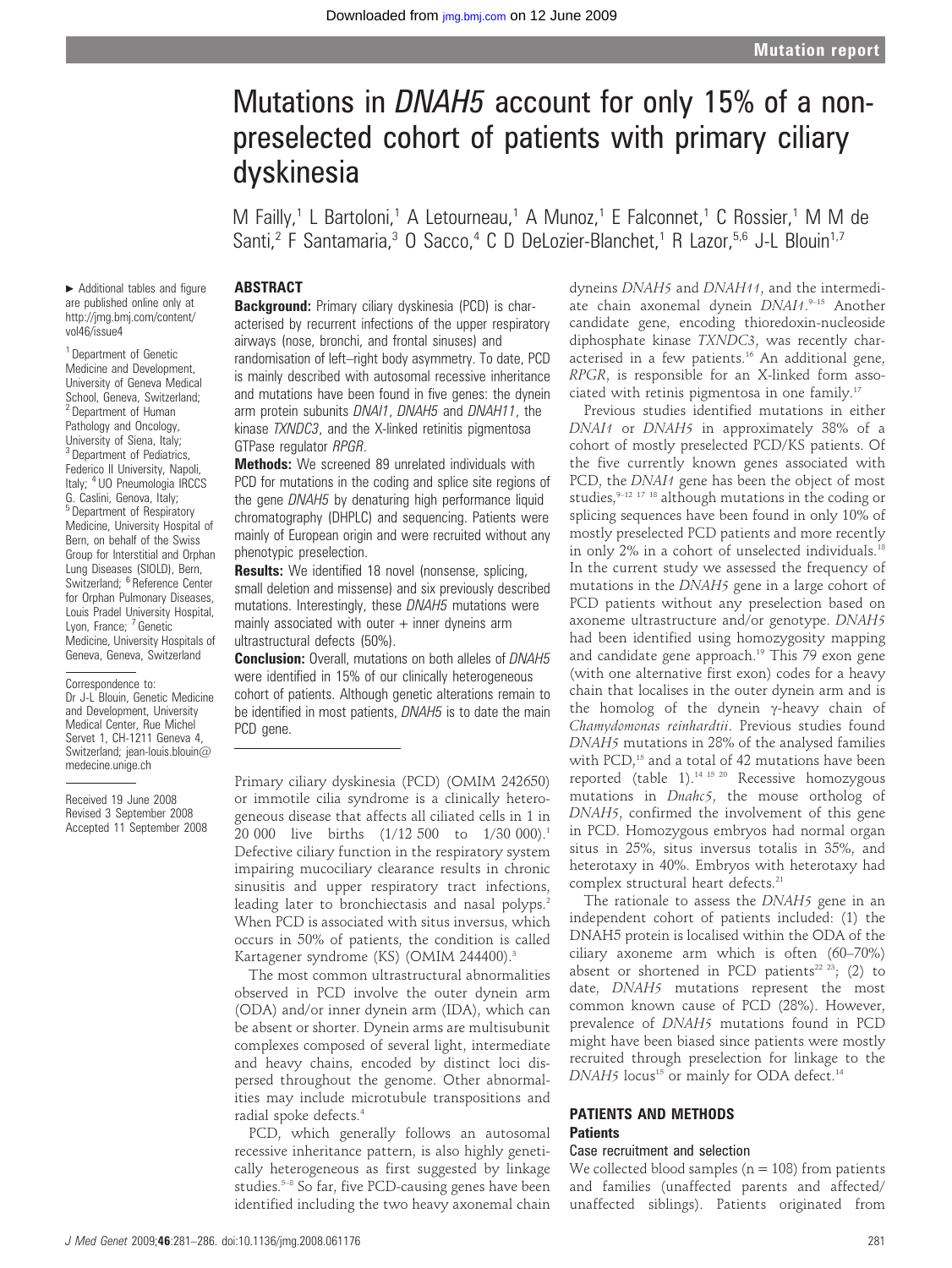# Mutations in *DNAH5* account for only 15% of a non-preselected cohort of patients with primary ciliary dyskinesia

M Failly,[1] L Bartoloni,[1] A Letourneau,[1] A Munoz,[1] E Falconnet,[1] C Rossier,[1] M M de Santi,[2] F Santamaria,[3] O Sacco,[4] C D DeLozier-Blanchet,[1] R Lazor,[5,6] J-L Blouin[1,7]

► Additional tables and figure are published online only at http://jmg.bmj.com/content/vol46/issue4

[1] Department of Genetic Medicine and Development, University of Geneva Medical School, Geneva, Switzerland; [2] Department of Human Pathology and Oncology, University of Siena, Italy; [3] Department of Pediatrics, Federico II University, Napoli, Italy; [4] UO Pneumologia IRCCS G. Caslini, Genova, Italy; [5] Department of Respiratory Medicine, University Hospital of Bern, on behalf of the Swiss Group for Interstitial and Orphan Lung Diseases (SIOLD), Bern, Switzerland; [6] Reference Center for Orphan Pulmonary Diseases, Louis Pradel University Hospital, Lyon, France; [7] Genetic Medicine, University Hospitals of Geneva, Geneva, Switzerland

Correspondence to: Dr J-L Blouin, Genetic Medicine and Development, University Medical Center, Rue Michel Servet 1, CH-1211 Geneva 4, Switzerland; jean-louis.blouin@medecine.unige.ch

Received 19 June 2008
Revised 3 September 2008
Accepted 11 September 2008

## ABSTRACT

**Background:** Primary ciliary dyskinesia (PCD) is characterised by recurrent infections of the upper respiratory airways (nose, bronchi, and frontal sinuses) and randomisation of left–right body asymmetry. To date, PCD is mainly described with autosomal recessive inheritance and mutations have been found in five genes: the dynein arm protein subunits *DNAI1*, *DNAH5* and *DNAH11*, the kinase *TXNDC3*, and the X-linked retinitis pigmentosa GTPase regulator *RPGR*.

**Methods:** We screened 89 unrelated individuals with PCD for mutations in the coding and splice site regions of the gene *DNAH5* by denaturing high performance liquid chromatography (DHPLC) and sequencing. Patients were mainly of European origin and were recruited without any phenotypic preselection.

**Results:** We identified 18 novel (nonsense, splicing, small deletion and missense) and six previously described mutations. Interestingly, these *DNAH5* mutations were mainly associated with outer + inner dyneins arm ultrastructural defects (50%).

**Conclusion:** Overall, mutations on both alleles of *DNAH5* were identified in 15% of our clinically heterogeneous cohort of patients. Although genetic alterations remain to be identified in most patients, *DNAH5* is to date the main PCD gene.

Primary ciliary dyskinesia (PCD) (OMIM 242650) or immotile cilia syndrome is a clinically heterogeneous disease that affects all ciliated cells in 1 in 20 000 live births (1/12 500 to 1/30 000).[1] Defective ciliary function in the respiratory system impairing mucociliary clearance results in chronic sinusitis and upper respiratory tract infections, leading later to bronchiectasis and nasal polyps.[2] When PCD is associated with situs inversus, which occurs in 50% of patients, the condition is called Kartagener syndrome (KS) (OMIM 244400).[3]

The most common ultrastructural abnormalities observed in PCD involve the outer dynein arm (ODA) and/or inner dynein arm (IDA), which can be absent or shorter. Dynein arms are multisubunit complexes composed of several light, intermediate and heavy chains, encoded by distinct loci dispersed throughout the genome. Other abnormalities may include microtubule transpositions and radial spoke defects.[4]

PCD, which generally follows an autosomal recessive inheritance pattern, is also highly genetically heterogeneous as first suggested by linkage studies.[5–8] So far, five PCD-causing genes have been identified including the two heavy axonemal chain dyneins *DNAH5* and *DNAH11*, and the intermediate chain axonemal dynein *DNAI1*.[9–15] Another candidate gene, encoding thioredoxin-nucleoside diphosphate kinase *TXNDC3*, was recently characterised in a few patients.[16] An additional gene, *RPGR*, is responsible for an X-linked form associated with retinis pigmentosa in one family.[17]

Previous studies identified mutations in either *DNAI1* or *DNAH5* in approximately 38% of a cohort of mostly preselected PCD/KS patients. Of the five currently known genes associated with PCD, the *DNAI1* gene has been the object of most studies,[9–12 17 18] although mutations in the coding or splicing sequences have been found in only 10% of mostly preselected PCD patients and more recently in only 2% in a cohort of unselected individuals.[18] In the current study we assessed the frequency of mutations in the *DNAH5* gene in a large cohort of PCD patients without any preselection based on axoneme ultrastructure and/or genotype. *DNAH5* had been identified using homozygosity mapping and candidate gene approach.[19] This 79 exon gene (with one alternative first exon) codes for a heavy chain that localises in the outer dynein arm and is the homolog of the dynein γ-heavy chain of *Chamydomonas reinhardtii*. Previous studies found *DNAH5* mutations in 28% of the analysed families with PCD,[15] and a total of 42 mutations have been reported (table 1).[14 15 20] Recessive homozygous mutations in *Dnahc5*, the mouse ortholog of *DNAH5*, confirmed the involvement of this gene in PCD. Homozygous embryos had normal organ situs in 25%, situs inversus totalis in 35%, and heterotaxy in 40%. Embryos with heterotaxy had complex structural heart defects.[21]

The rationale to assess the *DNAH5* gene in an independent cohort of patients included: (1) the DNAH5 protein is localised within the ODA of the ciliary axoneme arm which is often (60–70%) absent or shortened in PCD patients[22 23]; (2) to date, *DNAH5* mutations represent the most common known cause of PCD (28%). However, prevalence of *DNAH5* mutations found in PCD might have been biased since patients were mostly recruited through preselection for linkage to the *DNAH5* locus[15] or mainly for ODA defect.[14]

## PATIENTS AND METHODS

### Patients

#### Case recruitment and selection

We collected blood samples (n = 108) from patients and families (unaffected parents and affected/unaffected siblings). Patients originated from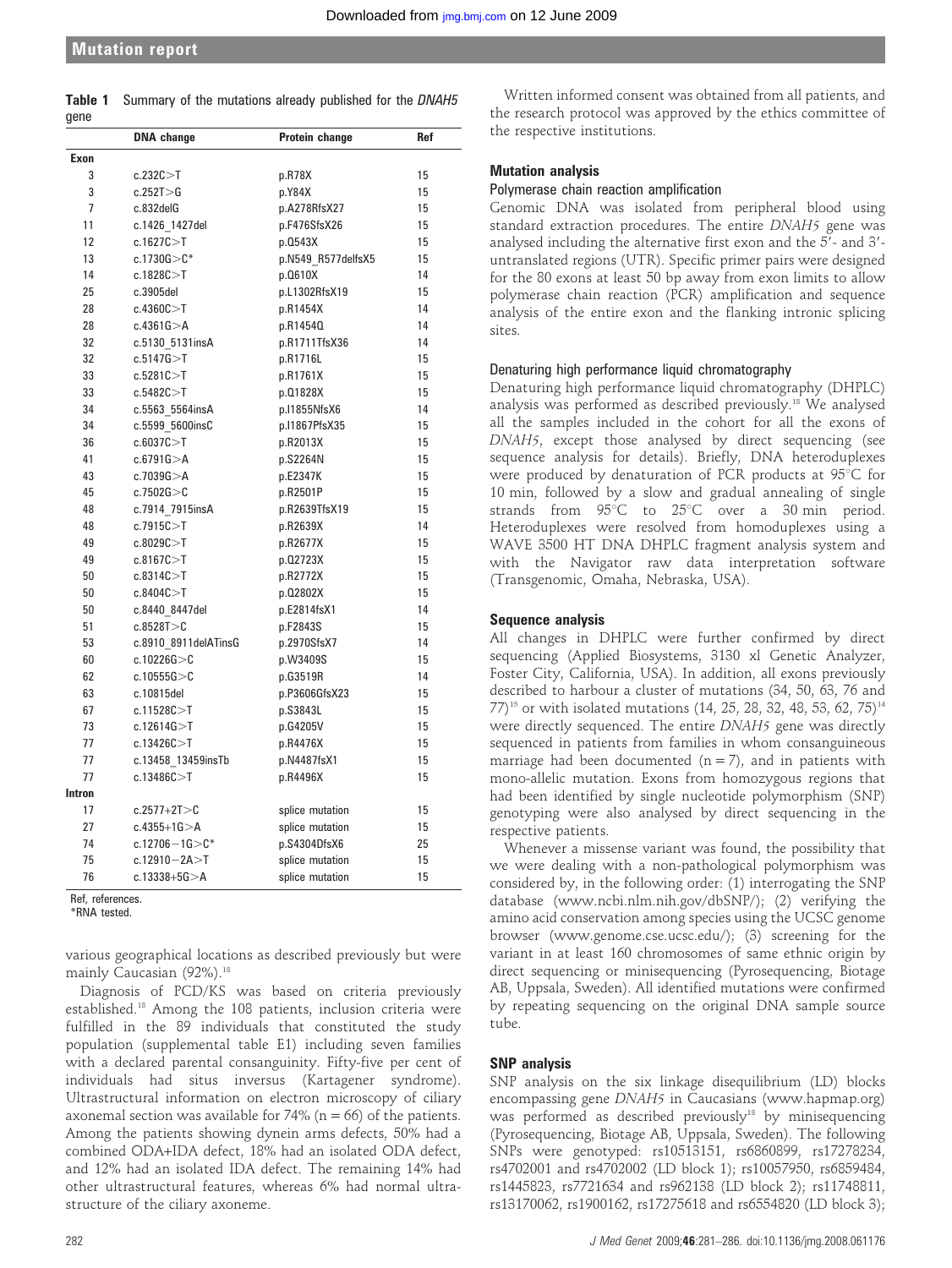**Table 1** Summary of the mutations already published for the *DNAH5* gene

| | DNA change | Protein change | Ref |
|---|---|---|---|
| **Exon** | | | |
| 3 | c.232C>T | p.R78X | 15 |
| 3 | c.252T>G | p.Y84X | 15 |
| 7 | c.832delG | p.A278RfsX27 | 15 |
| 11 | c.1426_1427del | p.F476SfsX26 | 15 |
| 12 | c.1627C>T | p.Q543X | 15 |
| 13 | c.1730G>C* | p.N549_R577delfsX5 | 15 |
| 14 | c.1828C>T | p.Q610X | 14 |
| 25 | c.3905del | p.L1302RfsX19 | 15 |
| 28 | c.4360C>T | p.R1454X | 14 |
| 28 | c.4361G>A | p.R1454Q | 14 |
| 32 | c.5130_5131insA | p.R1711TfsX36 | 14 |
| 32 | c.5147G>T | p.R1716L | 15 |
| 33 | c.5281C>T | p.R1761X | 15 |
| 33 | c.5482C>T | p.Q1828X | 15 |
| 34 | c.5563_5564insA | p.I1855NfsX6 | 14 |
| 34 | c.5599_5600insC | p.I1867PfsX35 | 15 |
| 36 | c.6037C>T | p.R2013X | 15 |
| 41 | c.6791G>A | p.S2264N | 15 |
| 43 | c.7039G>A | p.E2347K | 15 |
| 45 | c.7502G>C | p.R2501P | 15 |
| 48 | c.7914_7915insA | p.R2639TfsX19 | 15 |
| 48 | c.7915C>T | p.R2639X | 14 |
| 49 | c.8029C>T | p.R2677X | 15 |
| 49 | c.8167C>T | p.Q2723X | 15 |
| 50 | c.8314C>T | p.R2772X | 15 |
| 50 | c.8404C>T | p.Q2802X | 15 |
| 50 | c.8440_8447del | p.E2814fsX1 | 14 |
| 51 | c.8528T>C | p.F2843S | 15 |
| 53 | c.8910_8911delATinsG | p.2970SfsX7 | 14 |
| 60 | c.10226G>C | p.W3409S | 15 |
| 62 | c.10555G>C | p.G3519R | 14 |
| 63 | c.10815del | p.P3606GfsX23 | 15 |
| 67 | c.11528C>T | p.S3843L | 15 |
| 73 | c.12614G>T | p.G4205V | 15 |
| 77 | c.13426C>T | p.R4476X | 15 |
| 77 | c.13458_13459insTb | p.N4487fsX1 | 15 |
| 77 | c.13486C>T | p.R4496X | 15 |
| **Intron** | | | |
| 17 | c.2577+2T>C | splice mutation | 15 |
| 27 | c.4355+1G>A | splice mutation | 15 |
| 74 | c.12706−1G>C* | p.S4304DfsX6 | 25 |
| 75 | c.12910−2A>T | splice mutation | 15 |
| 76 | c.13338+5G>A | splice mutation | 15 |

Ref, references.
*RNA tested.

various geographical locations as described previously but were mainly Caucasian (92%).[18]

Diagnosis of PCD/KS was based on criteria previously established.[18] Among the 108 patients, inclusion criteria were fulfilled in the 89 individuals that constituted the study population (supplemental table E1) including seven families with a declared parental consanguinity. Fifty-five per cent of individuals had situs inversus (Kartagener syndrome). Ultrastructural information on electron microscopy of ciliary axonemal section was available for 74% (n = 66) of the patients. Among the patients showing dynein arms defects, 50% had a combined ODA+IDA defect, 18% had an isolated ODA defect, and 12% had an isolated IDA defect. The remaining 14% had other ultrastructural features, whereas 6% had normal ultrastructure of the ciliary axoneme.

Written informed consent was obtained from all patients, and the research protocol was approved by the ethics committee of the respective institutions.

## Mutation analysis

### Polymerase chain reaction amplification

Genomic DNA was isolated from peripheral blood using standard extraction procedures. The entire *DNAH5* gene was analysed including the alternative first exon and the 5′- and 3′-untranslated regions (UTR). Specific primer pairs were designed for the 80 exons at least 50 bp away from exon limits to allow polymerase chain reaction (PCR) amplification and sequence analysis of the entire exon and the flanking intronic splicing sites.

### Denaturing high performance liquid chromatography

Denaturing high performance liquid chromatography (DHPLC) analysis was performed as described previously.[18] We analysed all the samples included in the cohort for all the exons of *DNAH5*, except those analysed by direct sequencing (see sequence analysis for details). Briefly, DNA heteroduplexes were produced by denaturation of PCR products at 95°C for 10 min, followed by a slow and gradual annealing of single strands from 95°C to 25°C over a 30 min period. Heteroduplexes were resolved from homoduplexes using a WAVE 3500 HT DNA DHPLC fragment analysis system and with the Navigator raw data interpretation software (Transgenomic, Omaha, Nebraska, USA).

### Sequence analysis

All changes in DHPLC were further confirmed by direct sequencing (Applied Biosystems, 3130 xl Genetic Analyzer, Foster City, California, USA). In addition, all exons previously described to harbour a cluster of mutations (34, 50, 63, 76 and 77)[15] or with isolated mutations (14, 25, 28, 32, 48, 53, 62, 75)[14] were directly sequenced. The entire *DNAH5* gene was directly sequenced in patients from families in whom consanguineous marriage had been documented (n = 7), and in patients with mono-allelic mutation. Exons from homozygous regions that had been identified by single nucleotide polymorphism (SNP) genotyping were also analysed by direct sequencing in the respective patients.

Whenever a missense variant was found, the possibility that we were dealing with a non-pathological polymorphism was considered by, in the following order: (1) interrogating the SNP database (www.ncbi.nlm.nih.gov/dbSNP/); (2) verifying the amino acid conservation among species using the UCSC genome browser (www.genome.cse.ucsc.edu/); (3) screening for the variant in at least 160 chromosomes of same ethnic origin by direct sequencing or minisequencing (Pyrosequencing, Biotage AB, Uppsala, Sweden). All identified mutations were confirmed by repeating sequencing on the original DNA sample source tube.

## SNP analysis

SNP analysis on the six linkage disequilibrium (LD) blocks encompassing gene *DNAH5* in Caucasians (www.hapmap.org) was performed as described previously[18] by minisequencing (Pyrosequencing, Biotage AB, Uppsala, Sweden). The following SNPs were genotyped: rs10513151, rs6860899, rs17278234, rs4702001 and rs4702002 (LD block 1); rs10057950, rs6859484, rs1445823, rs7721634 and rs962138 (LD block 2); rs11748811, rs13170062, rs1900162, rs17275618 and rs6554820 (LD block 3);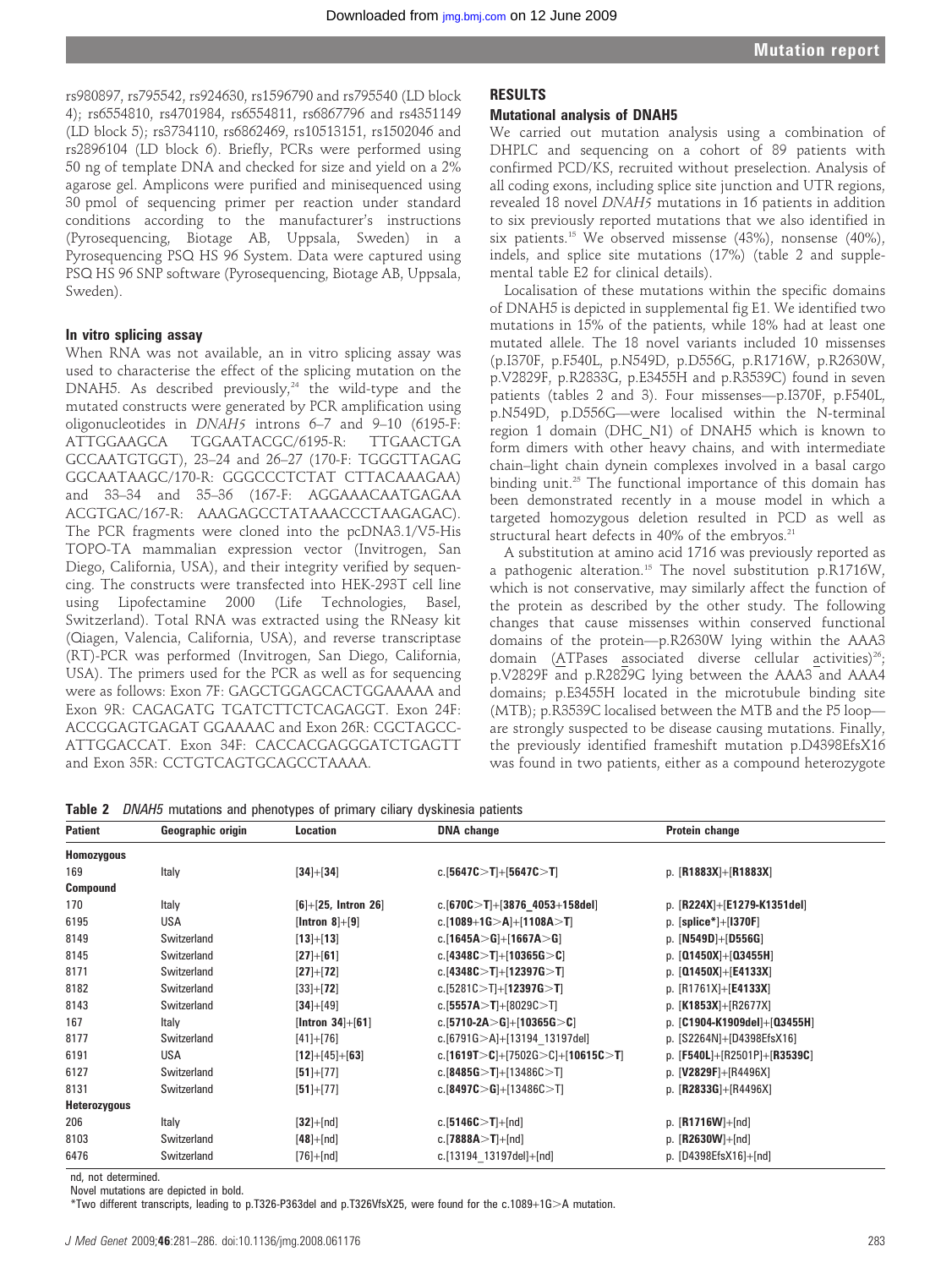rs980897, rs795542, rs924630, rs1596790 and rs795540 (LD block 4); rs6554810, rs4701984, rs6554811, rs6867796 and rs4351149 (LD block 5); rs3734110, rs6862469, rs10513151, rs1502046 and rs2896104 (LD block 6). Briefly, PCRs were performed using 50 ng of template DNA and checked for size and yield on a 2% agarose gel. Amplicons were purified and minisequenced using 30 pmol of sequencing primer per reaction under standard conditions according to the manufacturer's instructions (Pyrosequencing, Biotage AB, Uppsala, Sweden) in a Pyrosequencing PSQ HS 96 System. Data were captured using PSQ HS 96 SNP software (Pyrosequencing, Biotage AB, Uppsala, Sweden).

### In vitro splicing assay

When RNA was not available, an in vitro splicing assay was used to characterise the effect of the splicing mutation on the DNAH5. As described previously,[24] the wild-type and the mutated constructs were generated by PCR amplification using oligonucleotides in *DNAH5* introns 6–7 and 9–10 (6195-F: ATTGGAAGCA TGGAATACGC/6195-R: TTGAACTGA GCCAATGTGGT), 23–24 and 26–27 (170-F: TGGGTTAGAG GGCAATAAGC/170-R: GGGCCCTCTAT CTTACAAAGAA) and 33–34 and 35–36 (167-F: AGGAAACAATGAGAA ACGTGAC/167-R: AAAGAGCCTATAAACCCTAAGAGAC). The PCR fragments were cloned into the pcDNA3.1/V5-His TOPO-TA mammalian expression vector (Invitrogen, San Diego, California, USA), and their integrity verified by sequencing. The constructs were transfected into HEK-293T cell line using Lipofectamine 2000 (Life Technologies, Basel, Switzerland). Total RNA was extracted using the RNeasy kit (Qiagen, Valencia, California, USA), and reverse transcriptase (RT)-PCR was performed (Invitrogen, San Diego, California, USA). The primers used for the PCR as well as for sequencing were as follows: Exon 7F: GAGCTGGAGCACTGGAAAAA and Exon 9R: CAGAGATG TGATCTTCTCAGAGGT. Exon 24F: ACCGGAGTGAGAT GGAAAAC and Exon 26R: CGCTAGCC-ATTGGACCAT. Exon 34F: CACCACGAGGGATCTGAGTT and Exon 35R: CCTGTCAGTGCAGCCTAAAA.

## RESULTS

### Mutational analysis of DNAH5

We carried out mutation analysis using a combination of DHPLC and sequencing on a cohort of 89 patients with confirmed PCD/KS, recruited without preselection. Analysis of all coding exons, including splice site junction and UTR regions, revealed 18 novel *DNAH5* mutations in 16 patients in addition to six previously reported mutations that we also identified in six patients.[15] We observed missense (43%), nonsense (40%), indels, and splice site mutations (17%) (table 2 and supplemental table E2 for clinical details).

Localisation of these mutations within the specific domains of DNAH5 is depicted in supplemental fig E1. We identified two mutations in 15% of the patients, while 18% had at least one mutated allele. The 18 novel variants included 10 missenses (p.I370F, p.F540L, p.N549D, p.D556G, p.R1716W, p.R2630W, p.V2829F, p.R2833G, p.E3455H and p.R3539C) found in seven patients (tables 2 and 3). Four missenses—p.I370F, p.F540L, p.N549D, p.D556G—were localised within the N-terminal region 1 domain (DHC_N1) of DNAH5 which is known to form dimers with other heavy chains, and with intermediate chain–light chain dynein complexes involved in a basal cargo binding unit.[25] The functional importance of this domain has been demonstrated recently in a mouse model in which a targeted homozygous deletion resulted in PCD as well as structural heart defects in 40% of the embryos.[21]

A substitution at amino acid 1716 was previously reported as a pathogenic alteration.[15] The novel substitution p.R1716W, which is not conservative, may similarly affect the function of the protein as described by the other study. The following changes that cause missenses within conserved functional domains of the protein—p.R2630W lying within the AAA3 domain (ATPases associated diverse cellular activities)[26]; p.V2829F and p.R2829G lying between the AAA3 and AAA4 domains; p.E3455H located in the microtubule binding site (MTB); p.R3539C localised between the MTB and the P5 loop—are strongly suspected to be disease causing mutations. Finally, the previously identified frameshift mutation p.D4398EfsX16 was found in two patients, either as a compound heterozygote

**Table 2** *DNAH5* mutations and phenotypes of primary ciliary dyskinesia patients

| Patient | Geographic origin | Location | DNA change | Protein change |
|---|---|---|---|---|
| **Homozygous** | | | | |
| 169 | Italy | **[34]+[34]** | c.**[5647C>T]+[5647C>T]** | p. **[R1883X]+[R1883X]** |
| **Compound** | | | | |
| 170 | Italy | **[6]+[25, Intron 26]** | c.**[670C>T]+[3876_4053+158del]** | p. **[R224X]+[E1279-K1351del]** |
| 6195 | USA | **[Intron 8]+[9]** | c.**[1089+1G>A]+[1108A>T]** | p. **[splice*]+[I370F]** |
| 8149 | Switzerland | **[13]+[13]** | c.**[1645A>G]+[1667A>G]** | p. **[N549D]+[D556G]** |
| 8145 | Switzerland | **[27]+[61]** | c.**[4348C>T]+[10365G>C]** | p. **[Q1450X]+[Q3455H]** |
| 8171 | Switzerland | **[27]+[72]** | c.**[4348C>T]+[12397G>T]** | p. **[Q1450X]+[E4133X]** |
| 8182 | Switzerland | **[33]+[72]** | c.[5281C>T]+**[12397G>T]** | p. [R1761X]+**[E4133X]** |
| 8143 | Switzerland | **[34]**+[49] | c.**[5557A>T]**+[8029C>T] | p. **[K1853X]**+[R2677X] |
| 167 | Italy | **[Intron 34]+[61]** | c.**[5710-2A>G]+[10365G>C]** | p. **[C1904-K1909del]+[Q3455H]** |
| 8177 | Switzerland | [41]+[76] | c.[6791G>A]+[13194_13197del] | p. [S2264N]+[D4398EfsX16] |
| 6191 | USA | **[12]**+[45]+**[63]** | c.**[1619T>C]**+[7502G>C]+**[10615C>T]** | p. **[F540L]**+[R2501P]+**[R3539C]** |
| 6127 | Switzerland | **[51]**+[77] | c.**[8485G>T]**+[13486C>T] | p. **[V2829F]**+[R4496X] |
| 8131 | Switzerland | **[51]**+[77] | c.**[8497C>G]**+[13486C>T] | p. **[R2833G]**+[R4496X] |
| **Heterozygous** | | | | |
| 206 | Italy | **[32]**+[nd] | c.**[5146C>T]**+[nd] | p. **[R1716W]**+[nd] |
| 8103 | Switzerland | **[48]**+[nd] | c.**[7888A>T]**+[nd] | p. **[R2630W]**+[nd] |
| 6476 | Switzerland | [76]+[nd] | c.[13194_13197del]+[nd] | p. [D4398EfsX16]+[nd] |

nd, not determined.
Novel mutations are depicted in bold.
*Two different transcripts, leading to p.T326-P363del and p.T326VfsX25, were found for the c.1089+1G>A mutation.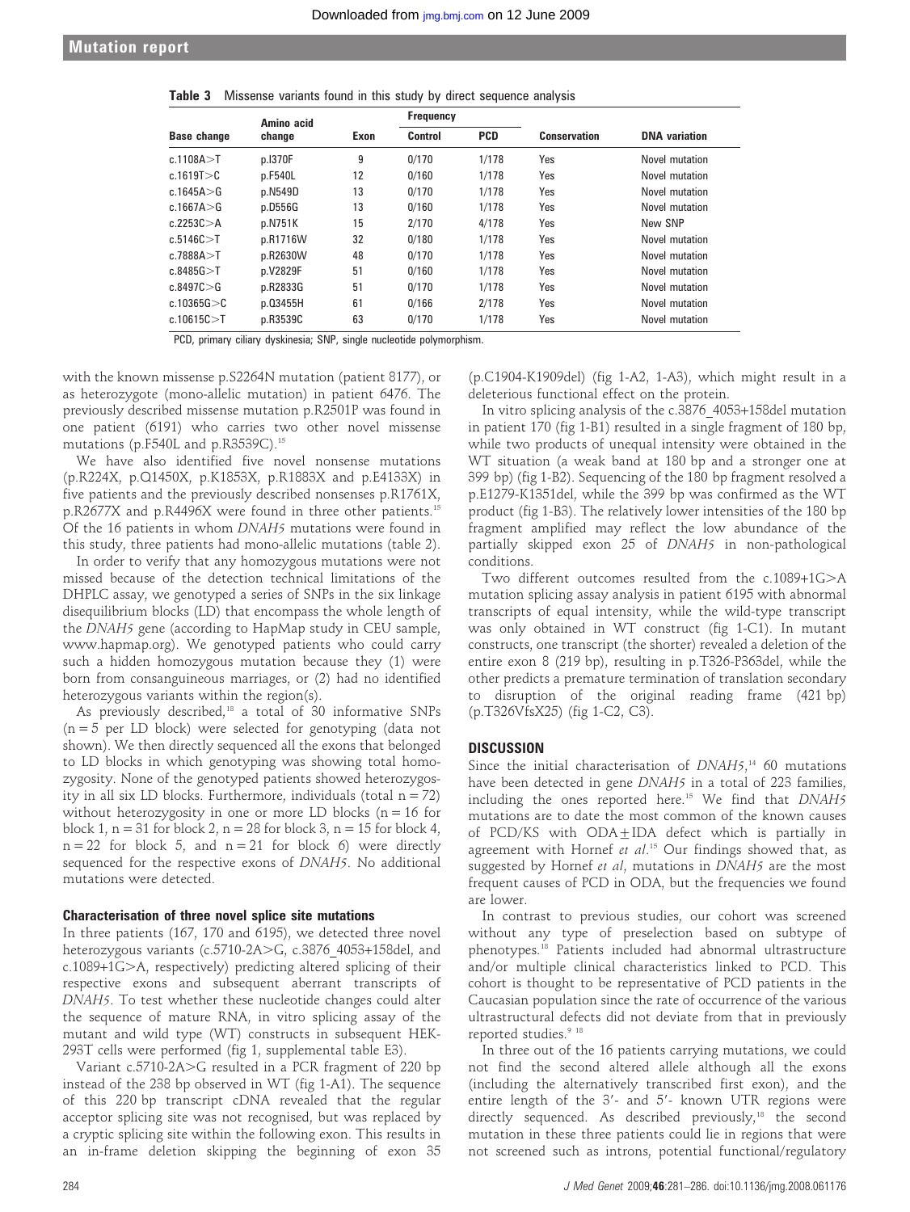**Table 3** Missense variants found in this study by direct sequence analysis

| Base change | Amino acid change | Exon | Frequency | | Conservation | DNA variation |
|---|---|---|---|---|---|---|
| | | | Control | PCD | | |
| c.1108A>T | p.I370F | 9 | 0/170 | 1/178 | Yes | Novel mutation |
| c.1619T>C | p.F540L | 12 | 0/160 | 1/178 | Yes | Novel mutation |
| c.1645A>G | p.N549D | 13 | 0/170 | 1/178 | Yes | Novel mutation |
| c.1667A>G | p.D556G | 13 | 0/160 | 1/178 | Yes | Novel mutation |
| c.2253C>A | p.N751K | 15 | 2/170 | 4/178 | Yes | New SNP |
| c.5146C>T | p.R1716W | 32 | 0/180 | 1/178 | Yes | Novel mutation |
| c.7888A>T | p.R2630W | 48 | 0/170 | 1/178 | Yes | Novel mutation |
| c.8485G>T | p.V2829F | 51 | 0/160 | 1/178 | Yes | Novel mutation |
| c.8497C>G | p.R2833G | 51 | 0/170 | 1/178 | Yes | Novel mutation |
| c.10365G>C | p.Q3455H | 61 | 0/166 | 2/178 | Yes | Novel mutation |
| c.10615C>T | p.R3539C | 63 | 0/170 | 1/178 | Yes | Novel mutation |

PCD, primary ciliary dyskinesia; SNP, single nucleotide polymorphism.

with the known missense p.S2264N mutation (patient 8177), or as heterozygote (mono-allelic mutation) in patient 6476. The previously described missense mutation p.R2501P was found in one patient (6191) who carries two other novel missense mutations (p.F540L and p.R3539C).[15]

We have also identified five novel nonsense mutations (p.R224X, p.Q1450X, p.K1853X, p.R1883X and p.E4133X) in five patients and the previously described nonsenses p.R1761X, p.R2677X and p.R4496X were found in three other patients.[15] Of the 16 patients in whom *DNAH5* mutations were found in this study, three patients had mono-allelic mutations (table 2).

In order to verify that any homozygous mutations were not missed because of the detection technical limitations of the DHPLC assay, we genotyped a series of SNPs in the six linkage disequilibrium blocks (LD) that encompass the whole length of the *DNAH5* gene (according to HapMap study in CEU sample, www.hapmap.org). We genotyped patients who could carry such a hidden homozygous mutation because they (1) were born from consanguineous marriages, or (2) had no identified heterozygous variants within the region(s).

As previously described,[18] a total of 30 informative SNPs (n = 5 per LD block) were selected for genotyping (data not shown). We then directly sequenced all the exons that belonged to LD blocks in which genotyping was showing total homozygosity. None of the genotyped patients showed heterozygosity in all six LD blocks. Furthermore, individuals (total n = 72) without heterozygosity in one or more LD blocks (n = 16 for block 1, n = 31 for block 2, n = 28 for block 3, n = 15 for block 4, n = 22 for block 5, and n = 21 for block 6) were directly sequenced for the respective exons of *DNAH5*. No additional mutations were detected.

### Characterisation of three novel splice site mutations

In three patients (167, 170 and 6195), we detected three novel heterozygous variants (c.5710-2A>G, c.3876_4053+158del, and c.1089+1G>A, respectively) predicting altered splicing of their respective exons and subsequent aberrant transcripts of *DNAH5*. To test whether these nucleotide changes could alter the sequence of mature RNA, in vitro splicing assay of the mutant and wild type (WT) constructs in subsequent HEK-293T cells were performed (fig 1, supplemental table E3).

Variant c.5710-2A>G resulted in a PCR fragment of 220 bp instead of the 238 bp observed in WT (fig 1-A1). The sequence of this 220 bp transcript cDNA revealed that the regular acceptor splicing site was not recognised, but was replaced by a cryptic splicing site within the following exon. This results in an in-frame deletion skipping the beginning of exon 35 (p.C1904-K1909del) (fig 1-A2, 1-A3), which might result in a deleterious functional effect on the protein.

In vitro splicing analysis of the c.3876_4053+158del mutation in patient 170 (fig 1-B1) resulted in a single fragment of 180 bp, while two products of unequal intensity were obtained in the WT situation (a weak band at 180 bp and a stronger one at 399 bp) (fig 1-B2). Sequencing of the 180 bp fragment resolved a p.E1279-K1351del, while the 399 bp was confirmed as the WT product (fig 1-B3). The relatively lower intensities of the 180 bp fragment amplified may reflect the low abundance of the partially skipped exon 25 of *DNAH5* in non-pathological conditions.

Two different outcomes resulted from the c.1089+1G>A mutation splicing assay analysis in patient 6195 with abnormal transcripts of equal intensity, while the wild-type transcript was only obtained in WT construct (fig 1-C1). In mutant constructs, one transcript (the shorter) revealed a deletion of the entire exon 8 (219 bp), resulting in p.T326-P363del, while the other predicts a premature termination of translation secondary to disruption of the original reading frame (421 bp) (p.T326VfsX25) (fig 1-C2, C3).

## DISCUSSION

Since the initial characterisation of *DNAH5*,[14] 60 mutations have been detected in gene *DNAH5* in a total of 223 families, including the ones reported here.[15] We find that *DNAH5* mutations are to date the most common of the known causes of PCD/KS with ODA±IDA defect which is partially in agreement with Hornef *et al*.[15] Our findings showed that, as suggested by Hornef *et al*, mutations in *DNAH5* are the most frequent causes of PCD in ODA, but the frequencies we found are lower.

In contrast to previous studies, our cohort was screened without any type of preselection based on subtype of phenotypes.[18] Patients included had abnormal ultrastructure and/or multiple clinical characteristics linked to PCD. This cohort is thought to be representative of PCD patients in the Caucasian population since the rate of occurrence of the various ultrastructural defects did not deviate from that in previously reported studies.[9 18]

In three out of the 16 patients carrying mutations, we could not find the second altered allele although all the exons (including the alternatively transcribed first exon), and the entire length of the 3′- and 5′- known UTR regions were directly sequenced. As described previously,[18] the second mutation in these three patients could lie in regions that were not screened such as introns, potential functional/regulatory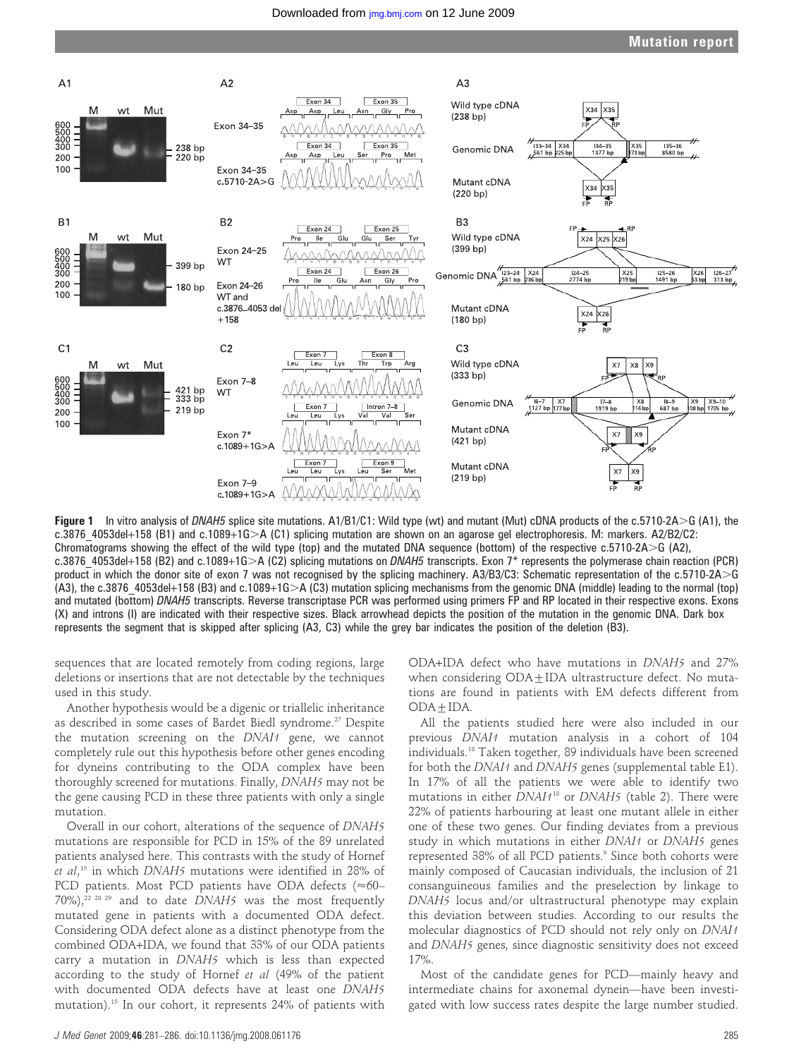**Figure 1** In vitro analysis of *DNAH5* splice site mutations. A1/B1/C1: Wild type (wt) and mutant (Mut) cDNA products of the c.5710-2A>G (A1), the c.3876_4053del+158 (B1) and c.1089+1G>A (C1) splicing mutation are shown on an agarose gel electrophoresis. M: markers. A2/B2/C2: Chromatograms showing the effect of the wild type (top) and the mutated DNA sequence (bottom) of the respective c.5710-2A>G (A2), c.3876_4053del+158 (B2) and c.1089+1G>A (C2) splicing mutations on *DNAH5* transcripts. Exon 7* represents the polymerase chain reaction (PCR) product in which the donor site of exon 7 was not recognised by the splicing machinery. A3/B3/C3: Schematic representation of the c.5710-2A>G (A3), the c.3876_4053del+158 (B3) and c.1089+1G>A (C3) mutation splicing mechanisms from the genomic DNA (middle) leading to the normal (top) and mutated (bottom) *DNAH5* transcripts. Reverse transcriptase PCR was performed using primers FP and RP located in their respective exons. Exons (X) and introns (I) are indicated with their respective sizes. Black arrowhead depicts the position of the mutation in the genomic DNA. Dark box represents the segment that is skipped after splicing (A3, C3) while the grey bar indicates the position of the deletion (B3).

sequences that are located remotely from coding regions, large deletions or insertions that are not detectable by the techniques used in this study.

Another hypothesis would be a digenic or triallelic inheritance as described in some cases of Bardet Biedl syndrome.[27] Despite the mutation screening on the *DNAI1* gene, we cannot completely rule out this hypothesis before other genes encoding for dyneins contributing to the ODA complex have been thoroughly screened for mutations. Finally, *DNAH5* may not be the gene causing PCD in these three patients with only a single mutation.

Overall in our cohort, alterations of the sequence of *DNAH5* mutations are responsible for PCD in 15% of the 89 unrelated patients analysed here. This contrasts with the study of Hornef *et al*,[15] in which *DNAH5* mutations were identified in 28% of PCD patients. Most PCD patients have ODA defects (≈60–70%),[22 28 29] and to date *DNAH5* was the most frequently mutated gene in patients with a documented ODA defect. Considering ODA defect alone as a distinct phenotype from the combined ODA+IDA, we found that 33% of our ODA patients carry a mutation in *DNAH5* which is less than expected according to the study of Hornef *et al* (49% of the patient with documented ODA defects have at least one *DNAH5* mutation).[15] In our cohort, it represents 24% of patients with ODA+IDA defect who have mutations in *DNAH5* and 27% when considering ODA±IDA ultrastructure defect. No mutations are found in patients with EM defects different from ODA±IDA.

All the patients studied here were also included in our previous *DNAI1* mutation analysis in a cohort of 104 individuals.[18] Taken together, 89 individuals have been screened for both the *DNAI1* and *DNAH5* genes (supplemental table E1). In 17% of all the patients we were able to identify two mutations in either *DNAI1*[18] or *DNAH5* (table 2). There were 22% of patients harbouring at least one mutant allele in either one of these two genes. Our finding deviates from a previous study in which mutations in either *DNAI1* or *DNAH5* genes represented 38% of all PCD patients.[9] Since both cohorts were mainly composed of Caucasian individuals, the inclusion of 21 consanguineous families and the preselection by linkage to *DNAH5* locus and/or ultrastructural phenotype may explain this deviation between studies. According to our results the molecular diagnostics of PCD should not rely only on *DNAI1* and *DNAH5* genes, since diagnostic sensitivity does not exceed 17%.

Most of the candidate genes for PCD—mainly heavy and intermediate chains for axonemal dynein—have been investigated with low success rates despite the large number studied.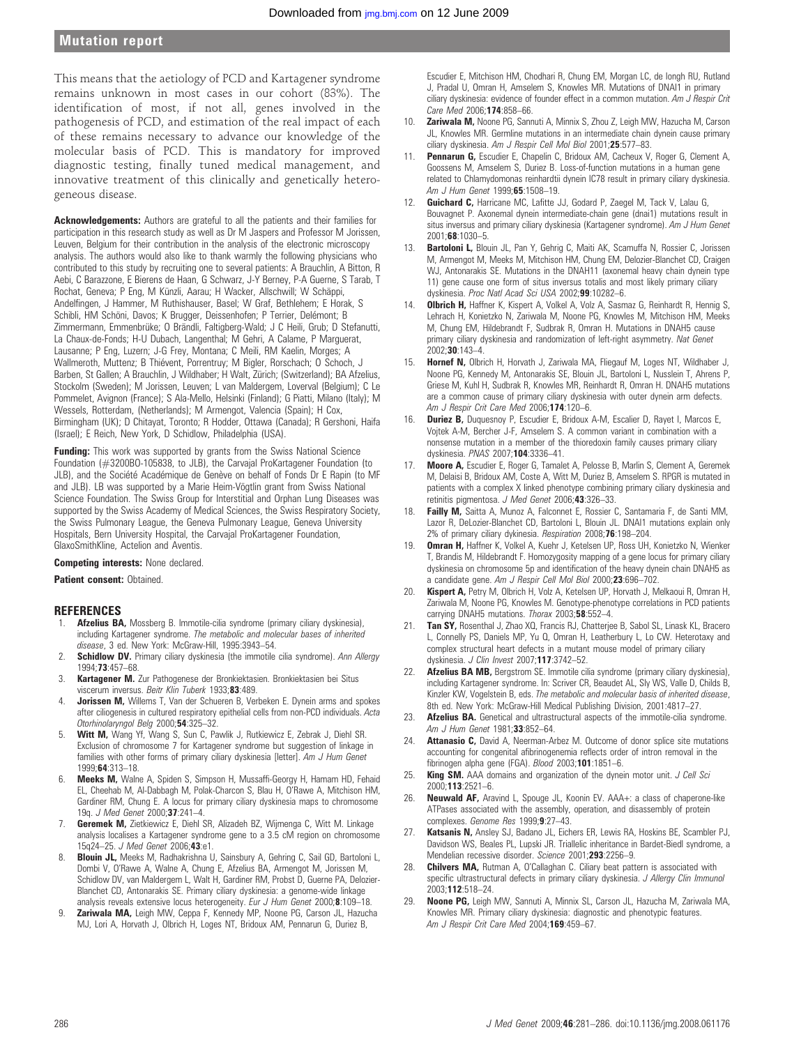This means that the aetiology of PCD and Kartagener syndrome remains unknown in most cases in our cohort (83%). The identification of most, if not all, genes involved in the pathogenesis of PCD, and estimation of the real impact of each of these remains necessary to advance our knowledge of the molecular basis of PCD. This is mandatory for improved diagnostic testing, finally tuned medical management, and innovative treatment of this clinically and genetically heterogeneous disease.

**Acknowledgements:** Authors are grateful to all the patients and their families for participation in this research study as well as Dr M Jaspers and Professor M Jorissen, Leuven, Belgium for their contribution in the analysis of the electronic microscopy analysis. The authors would also like to thank warmly the following physicians who contributed to this study by recruiting one to several patients: A Brauchlin, A Bitton, R Aebi, C Barazzone, E Bierens de Haan, G Schwarz, J-Y Berney, P-A Guerne, S Tarab, T Rochat, Geneva; P Eng, M Künzli, Aarau; H Wacker, Allschwill; W Schäppi, Andelfingen, J Hammer, M Ruthishauser, Basel; W Graf, Bethlehem; E Horak, S Schibli, HM Schöni, Davos; K Brugger, Deissenhofen; P Terrier, Delémont; B Zimmermann, Emmenbrüke; O Brändli, Faltigberg-Wald; J C Heili, Grub; D Stefanuti, La Chaux-de-Fonds; H-U Dubach, Langenthal; M Gehri, A Calame, P Marguerat, Lausanne; P Eng, Luzern; J-G Frey, Montana; C Meili, RM Kaelin, Morges; A Wallmeroth, Muttenz; B Thiévent, Porrentruy; M Bigler, Rorschach; O Schoch, J Barben, St Gallen; A Brauchlin, J Wildhaber; H Walt, Zürich; (Switzerland); BA Afzelius, Stockolm (Sweden); M Jorissen, Leuven; L van Maldergem, Loverval (Belgium); C Le Pommelet, Avignon (France); S Ala-Mello, Helsinki (Finland); G Piatti, Milano (Italy); M Wessels, Rotterdam, (Netherlands); M Armengot, Valencia (Spain); H Cox, Birmingham (UK); D Chitayat, Toronto; R Hodder, Ottawa (Canada); R Gershoni, Haifa (Israel); E Reich, New York, D Schidlow, Philadelphia (USA).

**Funding:** This work was supported by grants from the Swiss National Science Foundation (#3200BO-105838, to JLB), the Carvajal ProKartagener Foundation (to JLB), and the Société Académique de Genève on behalf of Fonds Dr E Rapin (to MF and JLB). LB was supported by a Marie Heim-Vögtlin grant from Swiss National Science Foundation. The Swiss Group for Interstitial and Orphan Lung Diseases was supported by the Swiss Academy of Medical Sciences, the Swiss Respiratory Society, the Swiss Pulmonary League, the Geneva Pulmonary League, Geneva University Hospitals, Bern University Hospital, the Carvajal ProKartagener Foundation, GlaxoSmithKline, Actelion and Aventis.

**Competing interests:** None declared.

**Patient consent:** Obtained.

## REFERENCES

1. **Afzelius BA,** Mossberg B. Immotile-cilia syndrome (primary ciliary dyskinesia), including Kartagener syndrome. *The metabolic and molecular bases of inherited disease*, 3 ed. New York: McGraw-Hill, 1995:3943–54.
2. **Schidlow DV.** Primary ciliary dyskinesia (the immotile cilia syndrome). *Ann Allergy* 1994;**73**:457–68.
3. **Kartagener M.** Zur Pathogenese der Bronkiektasien. Bronkiektasien bei Situs viscerum inversus. *Beitr Klin Tuberk* 1933;**83**:489.
4. **Jorissen M,** Willems T, Van der Schueren B, Verbeken E. Dynein arms and spokes after ciliogenesis in cultured respiratory epithelial cells from non-PCD individuals. *Acta Otorhinolaryngol Belg* 2000;**54**:325–32.
5. **Witt M,** Wang Yf, Wang S, Sun C, Pawlik J, Rutkiewicz E, Zebrak J, Diehl SR. Exclusion of chromosome 7 for Kartagener syndrome but suggestion of linkage in families with other forms of primary ciliary dyskinesia [letter]. *Am J Hum Genet* 1999;**64**:313–18.
6. **Meeks M,** Walne A, Spiden S, Simpson H, Mussaffi-Georgy H, Hamam HD, Fehaid EL, Cheehab M, Al-Dabbagh M, Polak-Charcon S, Blau H, O'Rawe A, Mitchison HM, Gardiner RM, Chung E. A locus for primary ciliary dyskinesia maps to chromosome 19q. *J Med Genet* 2000;**37**:241–4.
7. **Geremek M,** Zietkiewicz E, Diehl SR, Alizadeh BZ, Wijmenga C, Witt M. Linkage analysis localises a Kartagener syndrome gene to a 3.5 cM region on chromosome 15q24–25. *J Med Genet* 2006;**43**:e1.
8. **Blouin JL,** Meeks M, Radhakrishna U, Sainsbury A, Gehring C, Sail GD, Bartoloni L, Dombi V, O'Rawe A, Walne A, Chung E, Afzelius BA, Armengot M, Jorissen M, Schidlow DV, van Maldergem L, Walt H, Gardiner RM, Probst D, Guerne PA, Delozier-Blanchet CD, Antonarakis SE. Primary ciliary dyskinesia: a genome-wide linkage analysis reveals extensive locus heterogeneity. *Eur J Hum Genet* 2000;**8**:109–18.
9. **Zariwala MA,** Leigh MW, Ceppa F, Kennedy MP, Noone PG, Carson JL, Hazucha MJ, Lori A, Horvath J, Olbrich H, Loges NT, Bridoux AM, Pennarun G, Duriez B, Escudier E, Mitchison HM, Chodhari R, Chung EM, Morgan LC, de longh RU, Rutland J, Pradal U, Omran H, Amselem S, Knowles MR. Mutations of DNAI1 in primary ciliary dyskinesia: evidence of founder effect in a common mutation. *Am J Respir Crit Care Med* 2006;**174**:858–66.
10. **Zariwala M,** Noone PG, Sannuti A, Minnix S, Zhou Z, Leigh MW, Hazucha M, Carson JL, Knowles MR. Germline mutations in an intermediate chain dynein cause primary ciliary dyskinesia. *Am J Respir Cell Mol Biol* 2001;**25**:577–83.
11. **Pennarun G,** Escudier E, Chapelin C, Bridoux AM, Cacheux V, Roger G, Clement A, Goossens M, Amselem S, Duriez B. Loss-of-function mutations in a human gene related to Chlamydomonas reinhardtii dynein IC78 result in primary ciliary dyskinesia. *Am J Hum Genet* 1999;**65**:1508–19.
12. **Guichard C,** Harricane MC, Lafitte JJ, Godard P, Zaegel M, Tack V, Lalau G, Bouvagnet P. Axonemal dynein intermediate-chain gene (dnai1) mutations result in situs inversus and primary ciliary dyskinesia (Kartagener syndrome). *Am J Hum Genet* 2001;**68**:1030–5.
13. **Bartoloni L,** Blouin JL, Pan Y, Gehrig C, Maiti AK, Scamuffa N, Rossier C, Jorissen M, Armengot M, Meeks M, Mitchison HM, Chung EM, Delozier-Blanchet CD, Craigen WJ, Antonarakis SE. Mutations in the DNAH11 (axonemal heavy chain dynein type 11) gene cause one form of situs inversus totalis and most likely primary ciliary dyskinesia. *Proc Natl Acad Sci USA* 2002;**99**:10282–6.
14. **Olbrich H,** Haffner K, Kispert A, Volkel A, Volz A, Sasmaz G, Reinhardt R, Hennig S, Lehrach H, Konietzko N, Zariwala M, Noone PG, Knowles M, Mitchison HM, Meeks M, Chung EM, Hildebrandt F, Sudbrak R, Omran H. Mutations in DNAH5 cause primary ciliary dyskinesia and randomization of left-right asymmetry. *Nat Genet* 2002;**30**:143–4.
15. **Hornef N,** Olbrich H, Horvath J, Zariwala MA, Fliegauf M, Loges NT, Wildhaber J, Noone PG, Kennedy M, Antonarakis SE, Blouin JL, Bartoloni L, Nusslein T, Ahrens P, Griese M, Kuhl H, Sudbrak R, Knowles MR, Reinhardt R, Omran H. DNAH5 mutations are a common cause of primary ciliary dyskinesia with outer dynein arm defects. *Am J Respir Crit Care Med* 2006;**174**:120–6.
16. **Duriez B,** Duquesnoy P, Escudier E, Bridoux A-M, Escalier D, Rayet I, Marcos E, Vojtek A-M, Bercher J-F, Amselem S. A common variant in combination with a nonsense mutation in a member of the thioredoxin family causes primary ciliary dyskinesia. *PNAS* 2007;**104**:3336–41.
17. **Moore A,** Escudier E, Roger G, Tamalet A, Pelosse B, Marlin S, Clement A, Geremek M, Delaisi B, Bridoux AM, Coste A, Witt M, Duriez B, Amselem S. RPGR is mutated in patients with a complex X linked phenotype combining primary ciliary dyskinesia and retinitis pigmentosa. *J Med Genet* 2006;**43**:326–33.
18. **Failly M,** Saitta A, Munoz A, Falconnet E, Rossier C, Santamaria F, de Santi MM, Lazor R, DeLozier-Blanchet CD, Bartoloni L, Blouin JL. DNAI1 mutations explain only 2% of primary ciliary dykinesia. *Respiration* 2008;**76**:198–204.
19. **Omran H,** Haffner K, Volkel A, Kuehr J, Ketelsen UP, Ross UH, Konietzko N, Wienker T, Brandis M, Hildebrandt F. Homozygosity mapping of a gene locus for primary ciliary dyskinesia on chromosome 5p and identification of the heavy dynein chain DNAH5 as a candidate gene. *Am J Respir Cell Mol Biol* 2000;**23**:696–702.
20. **Kispert A,** Petry M, Olbrich H, Volz A, Ketelsen UP, Horvath J, Melkaoui R, Omran H, Zariwala M, Noone PG, Knowles M. Genotype-phenotype correlations in PCD patients carrying DNAH5 mutations. *Thorax* 2003;**58**:552–4.
21. **Tan SY,** Rosenthal J, Zhao XQ, Francis RJ, Chatterjee B, Sabol SL, Linask KL, Bracero L, Connelly PS, Daniels MP, Yu Q, Omran H, Leatherbury L, Lo CW. Heterotaxy and complex structural heart defects in a mutant mouse model of primary ciliary dyskinesia. *J Clin Invest* 2007;**117**:3742–52.
22. **Afzelius BA MB,** Bergstrom SE. Immotile cilia syndrome (primary ciliary dyskinesia), including Kartagener syndrome. In: Scriver CR, Beaudet AL, Sly WS, Valle D, Childs B, Kinzler KW, Vogelstein B, eds. *The metabolic and molecular basis of inherited disease*, 8th ed. New York: McGraw-Hill Medical Publishing Division, 2001:4817–27.
23. **Afzelius BA.** Genetical and ultrastructural aspects of the immotile-cilia syndrome. *Am J Hum Genet* 1981;**33**:852–64.
24. **Attanasio C,** David A, Neerman-Arbez M. Outcome of donor splice site mutations accounting for congenital afibrinogenemia reflects order of intron removal in the fibrinogen alpha gene (FGA). *Blood* 2003;**101**:1851–6.
25. **King SM.** AAA domains and organization of the dynein motor unit. *J Cell Sci* 2000;**113**:2521–6.
26. **Neuwald AF,** Aravind L, Spouge JL, Koonin EV. AAA+: a class of chaperone-like ATPases associated with the assembly, operation, and disassembly of protein complexes. *Genome Res* 1999;**9**:27–43.
27. **Katsanis N,** Ansley SJ, Badano JL, Eichers ER, Lewis RA, Hoskins BE, Scambler PJ, Davidson WS, Beales PL, Lupski JR. Triallelic inheritance in Bardet-Biedl syndrome, a Mendelian recessive disorder. *Science* 2001;**293**:2256–9.
28. **Chilvers MA,** Rutman A, O'Callaghan C. Ciliary beat pattern is associated with specific ultrastructural defects in primary ciliary dyskinesia. *J Allergy Clin Immunol* 2003;**112**:518–24.
29. **Noone PG,** Leigh MW, Sannuti A, Minnix SL, Carson JL, Hazucha MJ, Zariwala MA, Knowles MR. Primary ciliary dyskinesia: diagnostic and phenotypic features. *Am J Respir Crit Care Med* 2004;**169**:459–67.